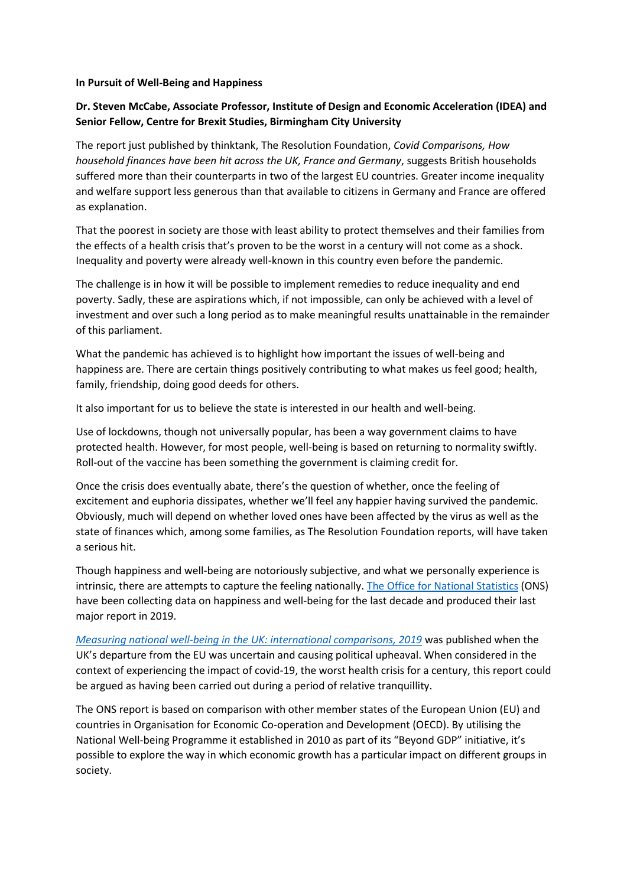**In Pursuit of Well-Being and Happiness**

**Dr. Steven McCabe, Associate Professor, Institute of Design and Economic Acceleration (IDEA) and Senior Fellow, Centre for Brexit Studies, Birmingham City University**

The report just published by thinktank, The Resolution Foundation, *Covid Comparisons, How household finances have been hit across the UK, France and Germany*, suggests British households suffered more than their counterparts in two of the largest EU countries. Greater income inequality and welfare support less generous than that available to citizens in Germany and France are offered as explanation.

That the poorest in society are those with least ability to protect themselves and their families from the effects of a health crisis that's proven to be the worst in a century will not come as a shock. Inequality and poverty were already well-known in this country even before the pandemic.

The challenge is in how it will be possible to implement remedies to reduce inequality and end poverty. Sadly, these are aspirations which, if not impossible, can only be achieved with a level of investment and over such a long period as to make meaningful results unattainable in the remainder of this parliament.

What the pandemic has achieved is to highlight how important the issues of well-being and happiness are. There are certain things positively contributing to what makes us feel good; health, family, friendship, doing good deeds for others.

It also important for us to believe the state is interested in our health and well-being.

Use of lockdowns, though not universally popular, has been a way government claims to have protected health. However, for most people, well-being is based on returning to normality swiftly. Roll-out of the vaccine has been something the government is claiming credit for.

Once the crisis does eventually abate, there's the question of whether, once the feeling of excitement and euphoria dissipates, whether we'll feel any happier having survived the pandemic. Obviously, much will depend on whether loved ones have been affected by the virus as well as the state of finances which, among some families, as The Resolution Foundation reports, will have taken a serious hit.

Though happiness and well-being are notoriously subjective, and what we personally experience is intrinsic, there are attempts to capture the feeling nationally. The Office for National Statistics (ONS) have been collecting data on happiness and well-being for the last decade and produced their last major report in 2019.

*Measuring national well-being in the UK: international comparisons, 2019* was published when the UK's departure from the EU was uncertain and causing political upheaval. When considered in the context of experiencing the impact of covid-19, the worst health crisis for a century, this report could be argued as having been carried out during a period of relative tranquillity.

The ONS report is based on comparison with other member states of the European Union (EU) and countries in Organisation for Economic Co-operation and Development (OECD). By utilising the National Well-being Programme it established in 2010 as part of its "Beyond GDP" initiative, it's possible to explore the way in which economic growth has a particular impact on different groups in society.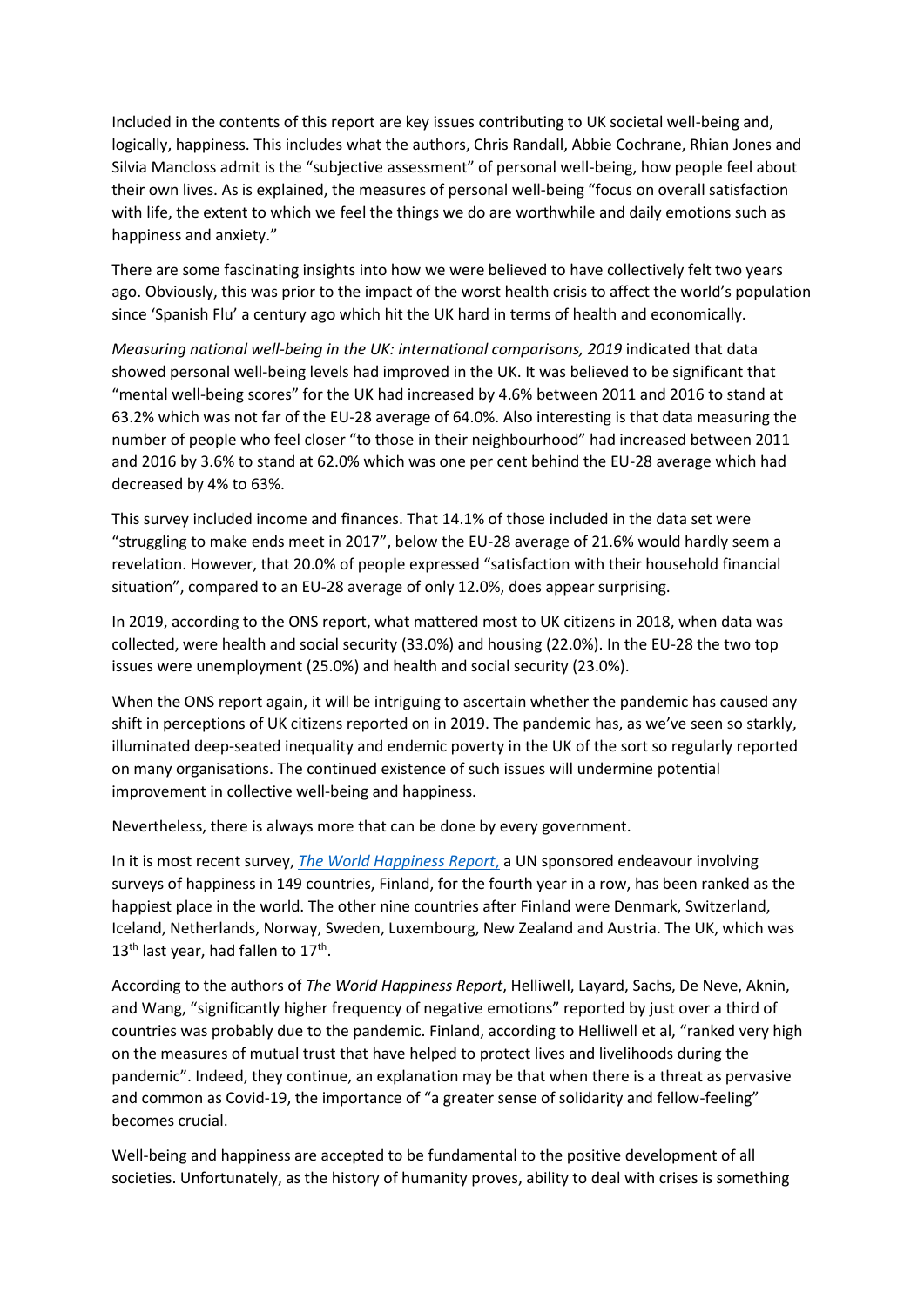Included in the contents of this report are key issues contributing to UK societal well-being and, logically, happiness. This includes what the authors, Chris Randall, Abbie Cochrane, Rhian Jones and Silvia Mancloss admit is the "subjective assessment" of personal well-being, how people feel about their own lives. As is explained, the measures of personal well-being "focus on overall satisfaction with life, the extent to which we feel the things we do are worthwhile and daily emotions such as happiness and anxiety."

There are some fascinating insights into how we were believed to have collectively felt two years ago. Obviously, this was prior to the impact of the worst health crisis to affect the world's population since 'Spanish Flu' a century ago which hit the UK hard in terms of health and economically.

*Measuring national well-being in the UK: international comparisons, 2019* indicated that data showed personal well-being levels had improved in the UK. It was believed to be significant that "mental well-being scores" for the UK had increased by 4.6% between 2011 and 2016 to stand at 63.2% which was not far of the EU-28 average of 64.0%. Also interesting is that data measuring the number of people who feel closer "to those in their neighbourhood" had increased between 2011 and 2016 by 3.6% to stand at 62.0% which was one per cent behind the EU-28 average which had decreased by 4% to 63%.

This survey included income and finances. That 14.1% of those included in the data set were "struggling to make ends meet in 2017", below the EU-28 average of 21.6% would hardly seem a revelation. However, that 20.0% of people expressed "satisfaction with their household financial situation", compared to an EU-28 average of only 12.0%, does appear surprising.

In 2019, according to the ONS report, what mattered most to UK citizens in 2018, when data was collected, were health and social security (33.0%) and housing (22.0%). In the EU-28 the two top issues were unemployment (25.0%) and health and social security (23.0%).

When the ONS report again, it will be intriguing to ascertain whether the pandemic has caused any shift in perceptions of UK citizens reported on in 2019. The pandemic has, as we've seen so starkly, illuminated deep-seated inequality and endemic poverty in the UK of the sort so regularly reported on many organisations. The continued existence of such issues will undermine potential improvement in collective well-being and happiness.

Nevertheless, there is always more that can be done by every government.

In it is most recent survey, *The World Happiness Report*, a UN sponsored endeavour involving surveys of happiness in 149 countries, Finland, for the fourth year in a row, has been ranked as the happiest place in the world. The other nine countries after Finland were Denmark, Switzerland, Iceland, Netherlands, Norway, Sweden, Luxembourg, New Zealand and Austria. The UK, which was 13th last year, had fallen to 17th.

According to the authors of *The World Happiness Report*, Helliwell, Layard, Sachs, De Neve, Aknin, and Wang, "significantly higher frequency of negative emotions" reported by just over a third of countries was probably due to the pandemic. Finland, according to Helliwell et al, "ranked very high on the measures of mutual trust that have helped to protect lives and livelihoods during the pandemic". Indeed, they continue, an explanation may be that when there is a threat as pervasive and common as Covid-19, the importance of "a greater sense of solidarity and fellow-feeling" becomes crucial.

Well-being and happiness are accepted to be fundamental to the positive development of all societies. Unfortunately, as the history of humanity proves, ability to deal with crises is something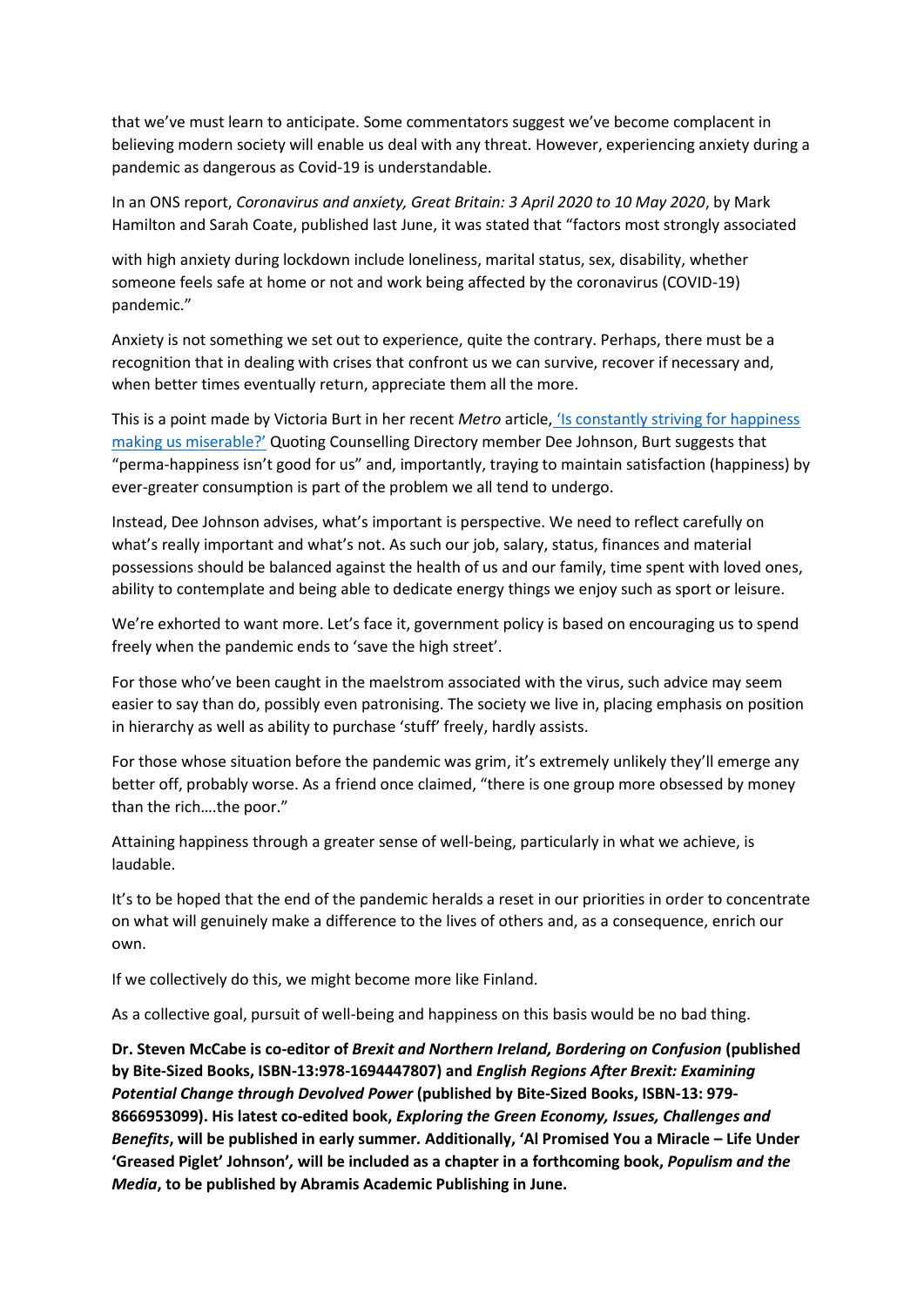that we've must learn to anticipate. Some commentators suggest we've become complacent in believing modern society will enable us deal with any threat. However, experiencing anxiety during a pandemic as dangerous as Covid-19 is understandable.

In an ONS report, *Coronavirus and anxiety, Great Britain: 3 April 2020 to 10 May 2020*, by Mark Hamilton and Sarah Coate, published last June, it was stated that "factors most strongly associated with high anxiety during lockdown include loneliness, marital status, sex, disability, whether someone feels safe at home or not and work being affected by the coronavirus (COVID-19) pandemic."

Anxiety is not something we set out to experience, quite the contrary. Perhaps, there must be a recognition that in dealing with crises that confront us we can survive, recover if necessary and, when better times eventually return, appreciate them all the more.

This is a point made by Victoria Burt in her recent *Metro* article, 'Is constantly striving for happiness making us miserable?' Quoting Counselling Directory member Dee Johnson, Burt suggests that "perma-happiness isn't good for us" and, importantly, traying to maintain satisfaction (happiness) by ever-greater consumption is part of the problem we all tend to undergo.

Instead, Dee Johnson advises, what's important is perspective. We need to reflect carefully on what's really important and what's not. As such our job, salary, status, finances and material possessions should be balanced against the health of us and our family, time spent with loved ones, ability to contemplate and being able to dedicate energy things we enjoy such as sport or leisure.

We're exhorted to want more. Let's face it, government policy is based on encouraging us to spend freely when the pandemic ends to 'save the high street'.

For those who've been caught in the maelstrom associated with the virus, such advice may seem easier to say than do, possibly even patronising. The society we live in, placing emphasis on position in hierarchy as well as ability to purchase 'stuff' freely, hardly assists.

For those whose situation before the pandemic was grim, it's extremely unlikely they'll emerge any better off, probably worse. As a friend once claimed, "there is one group more obsessed by money than the rich….the poor."

Attaining happiness through a greater sense of well-being, particularly in what we achieve, is laudable.

It's to be hoped that the end of the pandemic heralds a reset in our priorities in order to concentrate on what will genuinely make a difference to the lives of others and, as a consequence, enrich our own.

If we collectively do this, we might become more like Finland.

As a collective goal, pursuit of well-being and happiness on this basis would be no bad thing.

**Dr. Steven McCabe is co-editor of *Brexit and Northern Ireland, Bordering on Confusion* (published by Bite-Sized Books, ISBN-13:978-1694447807) and *English Regions After Brexit: Examining Potential Change through Devolved Power* (published by Bite-Sized Books, ISBN-13: 979-8666953099). His latest co-edited book, *Exploring the Green Economy, Issues, Challenges and Benefits*, will be published in early summer. Additionally, 'Al Promised You a Miracle – Life Under 'Greased Piglet' Johnson', will be included as a chapter in a forthcoming book, *Populism and the Media*, to be published by Abramis Academic Publishing in June.**